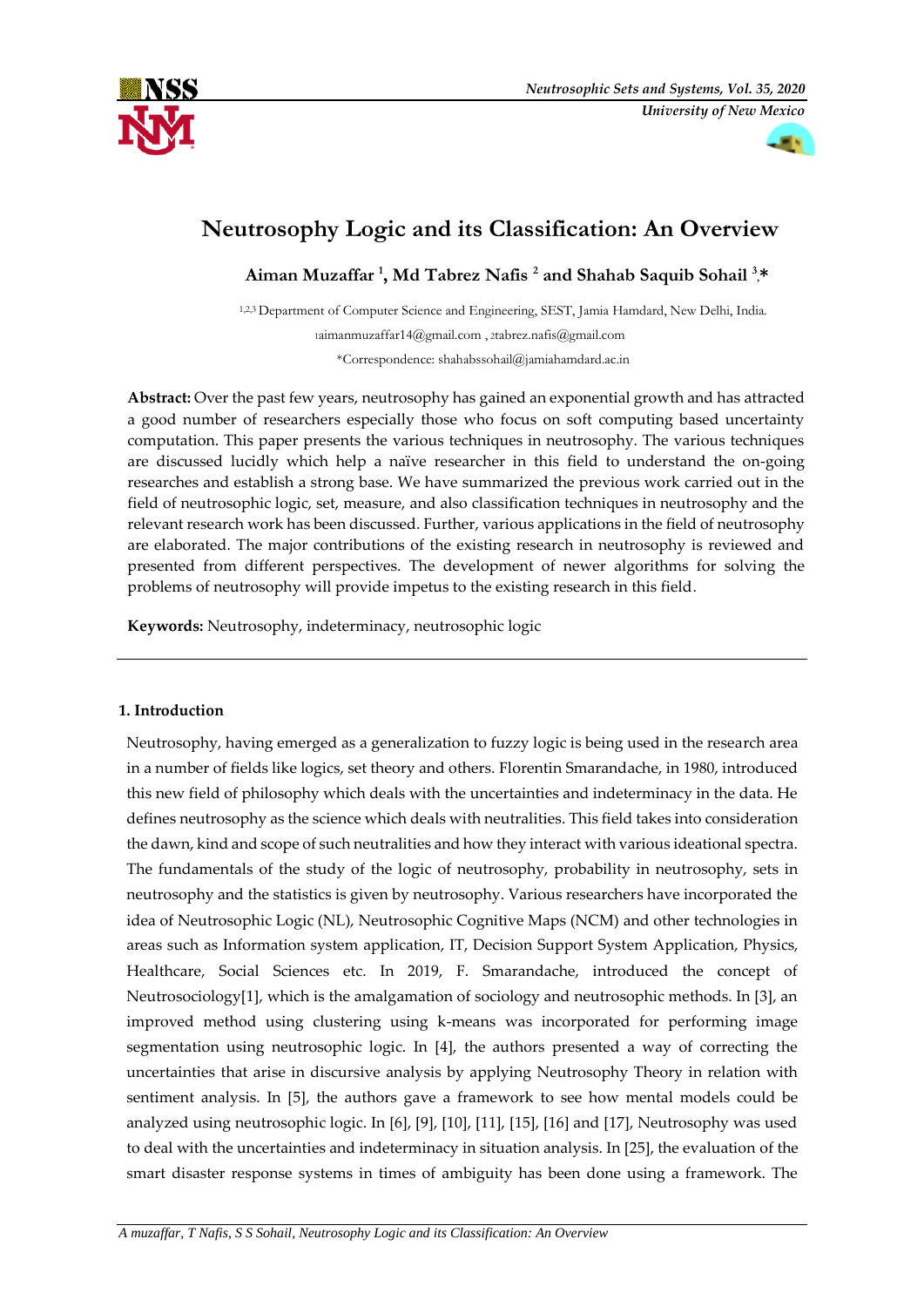# Neutrosophy Logic and its Classification: An Overview

**Aiman Muzaffar [1], Md Tabrez Nafis [2] and Shahab Saquib Sohail [3],***

[1,2,3] Department of Computer Science and Engineering, SEST, Jamia Hamdard, New Delhi, India.

[1]aimanmuzaffar14@gmail.com , [2]tabrez.nafis@gmail.com

*Correspondence: shahabssohail@jamiahamdard.ac.in

**Abstract:** Over the past few years, neutrosophy has gained an exponential growth and has attracted a good number of researchers especially those who focus on soft computing based uncertainty computation. This paper presents the various techniques in neutrosophy. The various techniques are discussed lucidly which help a naïve researcher in this field to understand the on-going researches and establish a strong base. We have summarized the previous work carried out in the field of neutrosophic logic, set, measure, and also classification techniques in neutrosophy and the relevant research work has been discussed. Further, various applications in the field of neutrosophy are elaborated. The major contributions of the existing research in neutrosophy is reviewed and presented from different perspectives. The development of newer algorithms for solving the problems of neutrosophy will provide impetus to the existing research in this field.

**Keywords:** Neutrosophy, indeterminacy, neutrosophic logic

## 1. Introduction

Neutrosophy, having emerged as a generalization to fuzzy logic is being used in the research area in a number of fields like logics, set theory and others. Florentin Smarandache, in 1980, introduced this new field of philosophy which deals with the uncertainties and indeterminacy in the data. He defines neutrosophy as the science which deals with neutralities. This field takes into consideration the dawn, kind and scope of such neutralities and how they interact with various ideational spectra. The fundamentals of the study of the logic of neutrosophy, probability in neutrosophy, sets in neutrosophy and the statistics is given by neutrosophy. Various researchers have incorporated the idea of Neutrosophic Logic (NL), Neutrosophic Cognitive Maps (NCM) and other technologies in areas such as Information system application, IT, Decision Support System Application, Physics, Healthcare, Social Sciences etc. In 2019, F. Smarandache, introduced the concept of Neutrosociology[1], which is the amalgamation of sociology and neutrosophic methods. In [3], an improved method using clustering using k-means was incorporated for performing image segmentation using neutrosophic logic. In [4], the authors presented a way of correcting the uncertainties that arise in discursive analysis by applying Neutrosophy Theory in relation with sentiment analysis. In [5], the authors gave a framework to see how mental models could be analyzed using neutrosophic logic. In [6], [9], [10], [11], [15], [16] and [17], Neutrosophy was used to deal with the uncertainties and indeterminacy in situation analysis. In [25], the evaluation of the smart disaster response systems in times of ambiguity has been done using a framework. The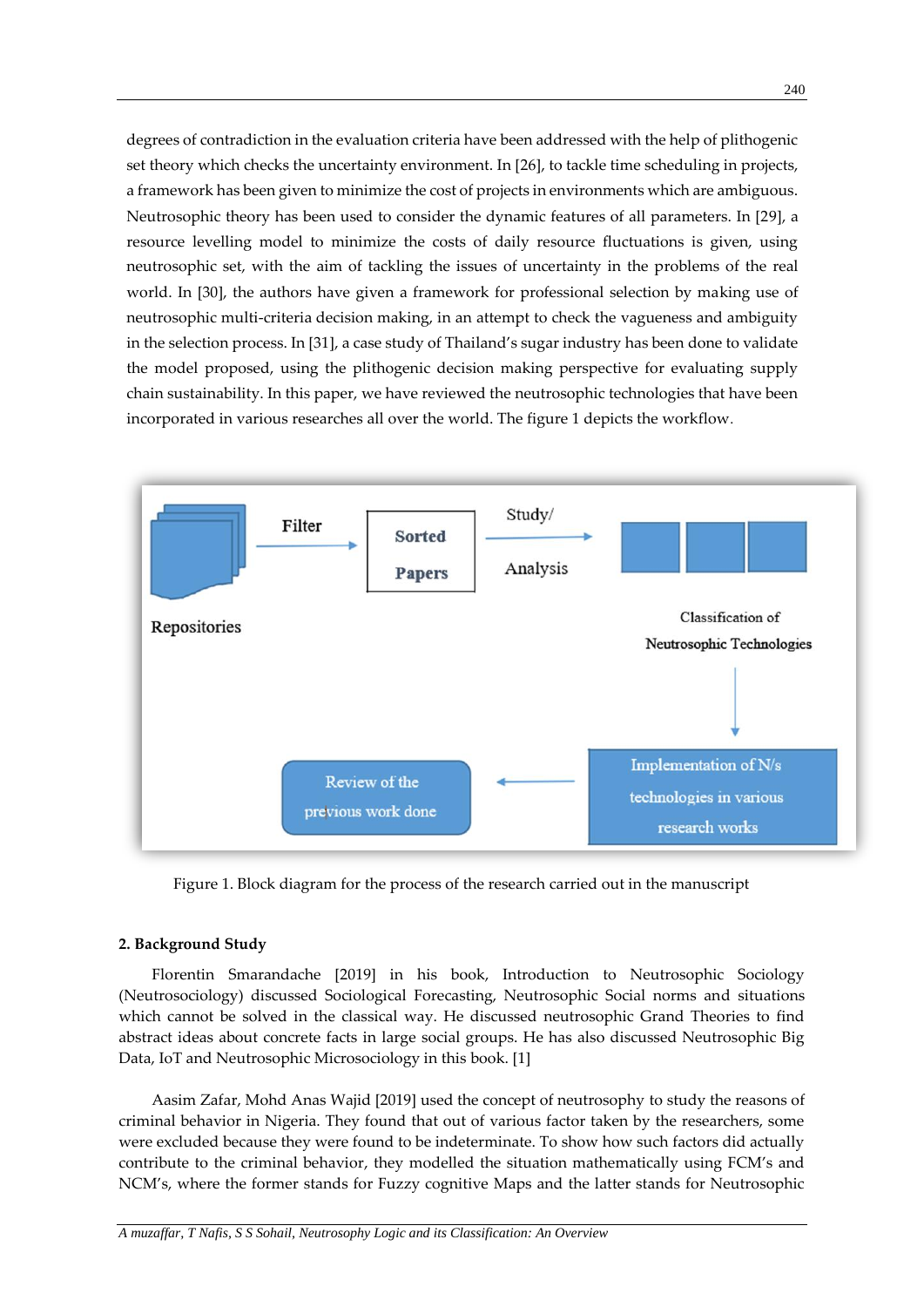degrees of contradiction in the evaluation criteria have been addressed with the help of plithogenic set theory which checks the uncertainty environment. In [26], to tackle time scheduling in projects, a framework has been given to minimize the cost of projects in environments which are ambiguous. Neutrosophic theory has been used to consider the dynamic features of all parameters. In [29], a resource levelling model to minimize the costs of daily resource fluctuations is given, using neutrosophic set, with the aim of tackling the issues of uncertainty in the problems of the real world. In [30], the authors have given a framework for professional selection by making use of neutrosophic multi-criteria decision making, in an attempt to check the vagueness and ambiguity in the selection process. In [31], a case study of Thailand's sugar industry has been done to validate the model proposed, using the plithogenic decision making perspective for evaluating supply chain sustainability. In this paper, we have reviewed the neutrosophic technologies that have been incorporated in various researches all over the world. The figure 1 depicts the workflow.

Repositories → Filter → Sorted Papers → Study/ Analysis → Classification of Neutrosophic Technologies → Implementation of N/s technologies in various research works → Review of the previous work done

Figure 1. Block diagram for the process of the research carried out in the manuscript

## 2. Background Study

Florentin Smarandache [2019] in his book, Introduction to Neutrosophic Sociology (Neutrosociology) discussed Sociological Forecasting, Neutrosophic Social norms and situations which cannot be solved in the classical way. He discussed neutrosophic Grand Theories to find abstract ideas about concrete facts in large social groups. He has also discussed Neutrosophic Big Data, IoT and Neutrosophic Microsociology in this book. [1]

Aasim Zafar, Mohd Anas Wajid [2019] used the concept of neutrosophy to study the reasons of criminal behavior in Nigeria. They found that out of various factor taken by the researchers, some were excluded because they were found to be indeterminate. To show how such factors did actually contribute to the criminal behavior, they modelled the situation mathematically using FCM's and NCM's, where the former stands for Fuzzy cognitive Maps and the latter stands for Neutrosophic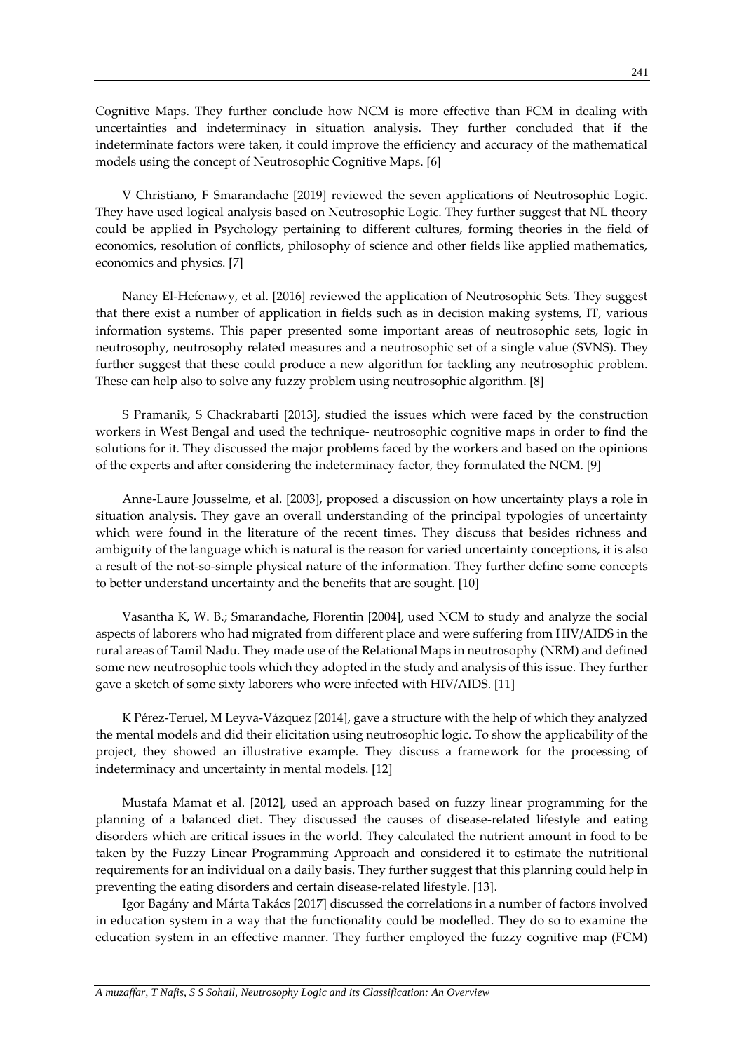Cognitive Maps. They further conclude how NCM is more effective than FCM in dealing with uncertainties and indeterminacy in situation analysis. They further concluded that if the indeterminate factors were taken, it could improve the efficiency and accuracy of the mathematical models using the concept of Neutrosophic Cognitive Maps. [6]

V Christiano, F Smarandache [2019] reviewed the seven applications of Neutrosophic Logic. They have used logical analysis based on Neutrosophic Logic. They further suggest that NL theory could be applied in Psychology pertaining to different cultures, forming theories in the field of economics, resolution of conflicts, philosophy of science and other fields like applied mathematics, economics and physics. [7]

Nancy El-Hefenawy, et al. [2016] reviewed the application of Neutrosophic Sets. They suggest that there exist a number of application in fields such as in decision making systems, IT, various information systems. This paper presented some important areas of neutrosophic sets, logic in neutrosophy, neutrosophy related measures and a neutrosophic set of a single value (SVNS). They further suggest that these could produce a new algorithm for tackling any neutrosophic problem. These can help also to solve any fuzzy problem using neutrosophic algorithm. [8]

S Pramanik, S Chackrabarti [2013], studied the issues which were faced by the construction workers in West Bengal and used the technique- neutrosophic cognitive maps in order to find the solutions for it. They discussed the major problems faced by the workers and based on the opinions of the experts and after considering the indeterminacy factor, they formulated the NCM. [9]

Anne-Laure Jousselme, et al. [2003], proposed a discussion on how uncertainty plays a role in situation analysis. They gave an overall understanding of the principal typologies of uncertainty which were found in the literature of the recent times. They discuss that besides richness and ambiguity of the language which is natural is the reason for varied uncertainty conceptions, it is also a result of the not-so-simple physical nature of the information. They further define some concepts to better understand uncertainty and the benefits that are sought. [10]

Vasantha K, W. B.; Smarandache, Florentin [2004], used NCM to study and analyze the social aspects of laborers who had migrated from different place and were suffering from HIV/AIDS in the rural areas of Tamil Nadu. They made use of the Relational Maps in neutrosophy (NRM) and defined some new neutrosophic tools which they adopted in the study and analysis of this issue. They further gave a sketch of some sixty laborers who were infected with HIV/AIDS. [11]

K Pérez-Teruel, M Leyva-Vázquez [2014], gave a structure with the help of which they analyzed the mental models and did their elicitation using neutrosophic logic. To show the applicability of the project, they showed an illustrative example. They discuss a framework for the processing of indeterminacy and uncertainty in mental models. [12]

Mustafa Mamat et al. [2012], used an approach based on fuzzy linear programming for the planning of a balanced diet. They discussed the causes of disease-related lifestyle and eating disorders which are critical issues in the world. They calculated the nutrient amount in food to be taken by the Fuzzy Linear Programming Approach and considered it to estimate the nutritional requirements for an individual on a daily basis. They further suggest that this planning could help in preventing the eating disorders and certain disease-related lifestyle. [13].

Igor Bagány and Márta Takács [2017] discussed the correlations in a number of factors involved in education system in a way that the functionality could be modelled. They do so to examine the education system in an effective manner. They further employed the fuzzy cognitive map (FCM)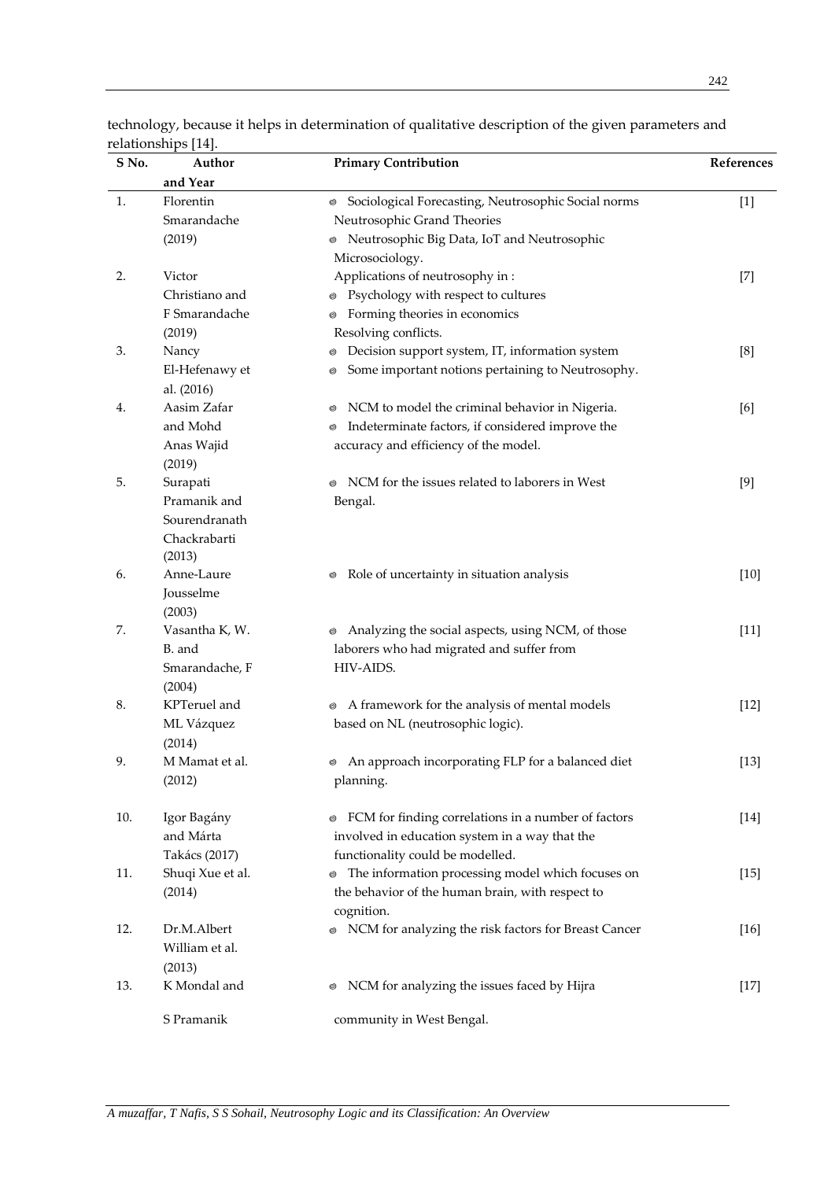technology, because it helps in determination of qualitative description of the given parameters and relationships [14].

| S No. | Author and Year | Primary Contribution | References |
|---|---|---|---|
| 1. | Florentin Smarandache (2019) | ◎ Sociological Forecasting, Neutrosophic Social norms Neutrosophic Grand Theories<br>◎ Neutrosophic Big Data, IoT and Neutrosophic Microsociology. | [1] |
| 2. | Victor Christiano and F Smarandache (2019) | Applications of neutrosophy in :<br>◎ Psychology with respect to cultures<br>◎ Forming theories in economics<br>Resolving conflicts. | [7] |
| 3. | Nancy El-Hefenawy et al. (2016) | ◎ Decision support system, IT, information system<br>◎ Some important notions pertaining to Neutrosophy. | [8] |
| 4. | Aasim Zafar and Mohd Anas Wajid (2019) | ◎ NCM to model the criminal behavior in Nigeria.<br>◎ Indeterminate factors, if considered improve the accuracy and efficiency of the model. | [6] |
| 5. | Surapati Pramanik and Sourendranath Chackrabarti (2013) | ◎ NCM for the issues related to laborers in West Bengal. | [9] |
| 6. | Anne-Laure Jousselme (2003) | ◎ Role of uncertainty in situation analysis | [10] |
| 7. | Vasantha K, W. B. and Smarandache, F (2004) | ◎ Analyzing the social aspects, using NCM, of those laborers who had migrated and suffer from HIV-AIDS. | [11] |
| 8. | KPTeruel and ML Vázquez (2014) | ◎ A framework for the analysis of mental models based on NL (neutrosophic logic). | [12] |
| 9. | M Mamat et al. (2012) | ◎ An approach incorporating FLP for a balanced diet planning. | [13] |
| 10. | Igor Bagány and Márta Takács (2017) | ◎ FCM for finding correlations in a number of factors involved in education system in a way that the functionality could be modelled. | [14] |
| 11. | Shuqi Xue et al. (2014) | ◎ The information processing model which focuses on the behavior of the human brain, with respect to cognition. | [15] |
| 12. | Dr.M.Albert William et al. (2013) | ◎ NCM for analyzing the risk factors for Breast Cancer | [16] |
| 13. | K Mondal and S Pramanik | ◎ NCM for analyzing the issues faced by Hijra community in West Bengal. | [17] |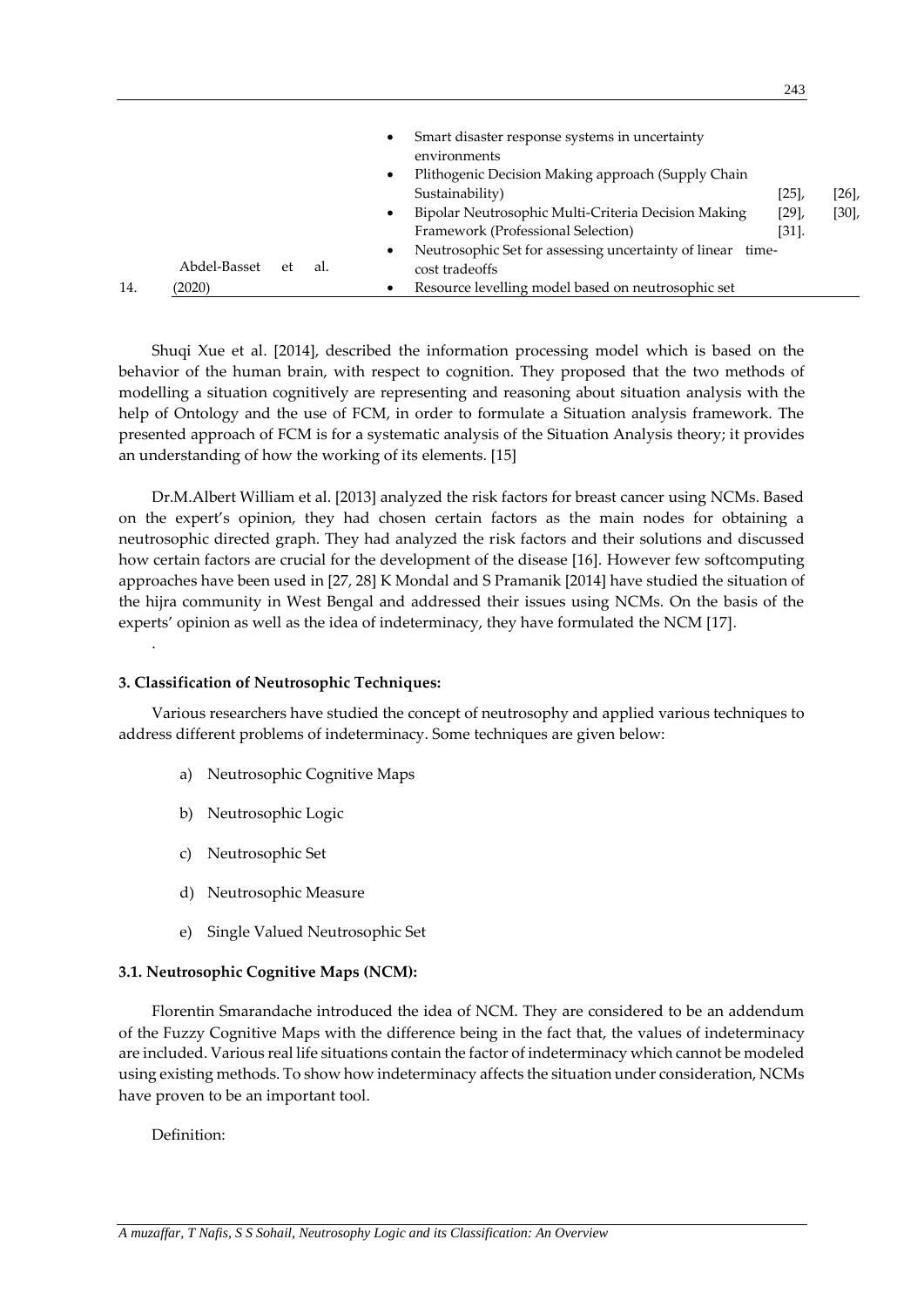| | | | |
|---|---|---|---|
| 14. | Abdel-Basset et al. (2020) | • Smart disaster response systems in uncertainty environments<br>• Plithogenic Decision Making approach (Supply Chain Sustainability)<br>• Bipolar Neutrosophic Multi-Criteria Decision Making Framework (Professional Selection)<br>• Neutrosophic Set for assessing uncertainty of linear time-cost tradeoffs<br>• Resource levelling model based on neutrosophic set | [25], [26], [29], [30], [31]. |

Shuqi Xue et al. [2014], described the information processing model which is based on the behavior of the human brain, with respect to cognition. They proposed that the two methods of modelling a situation cognitively are representing and reasoning about situation analysis with the help of Ontology and the use of FCM, in order to formulate a Situation analysis framework. The presented approach of FCM is for a systematic analysis of the Situation Analysis theory; it provides an understanding of how the working of its elements. [15]

Dr.M.Albert William et al. [2013] analyzed the risk factors for breast cancer using NCMs. Based on the expert's opinion, they had chosen certain factors as the main nodes for obtaining a neutrosophic directed graph. They had analyzed the risk factors and their solutions and discussed how certain factors are crucial for the development of the disease [16]. However few softcomputing approaches have been used in [27, 28] K Mondal and S Pramanik [2014] have studied the situation of the hijra community in West Bengal and addressed their issues using NCMs. On the basis of the experts' opinion as well as the idea of indeterminacy, they have formulated the NCM [17].

.

### 3. Classification of Neutrosophic Techniques:

Various researchers have studied the concept of neutrosophy and applied various techniques to address different problems of indeterminacy. Some techniques are given below:

a) Neutrosophic Cognitive Maps

b) Neutrosophic Logic

c) Neutrosophic Set

d) Neutrosophic Measure

e) Single Valued Neutrosophic Set

#### 3.1. Neutrosophic Cognitive Maps (NCM):

Florentin Smarandache introduced the idea of NCM. They are considered to be an addendum of the Fuzzy Cognitive Maps with the difference being in the fact that, the values of indeterminacy are included. Various real life situations contain the factor of indeterminacy which cannot be modeled using existing methods. To show how indeterminacy affects the situation under consideration, NCMs have proven to be an important tool.

Definition: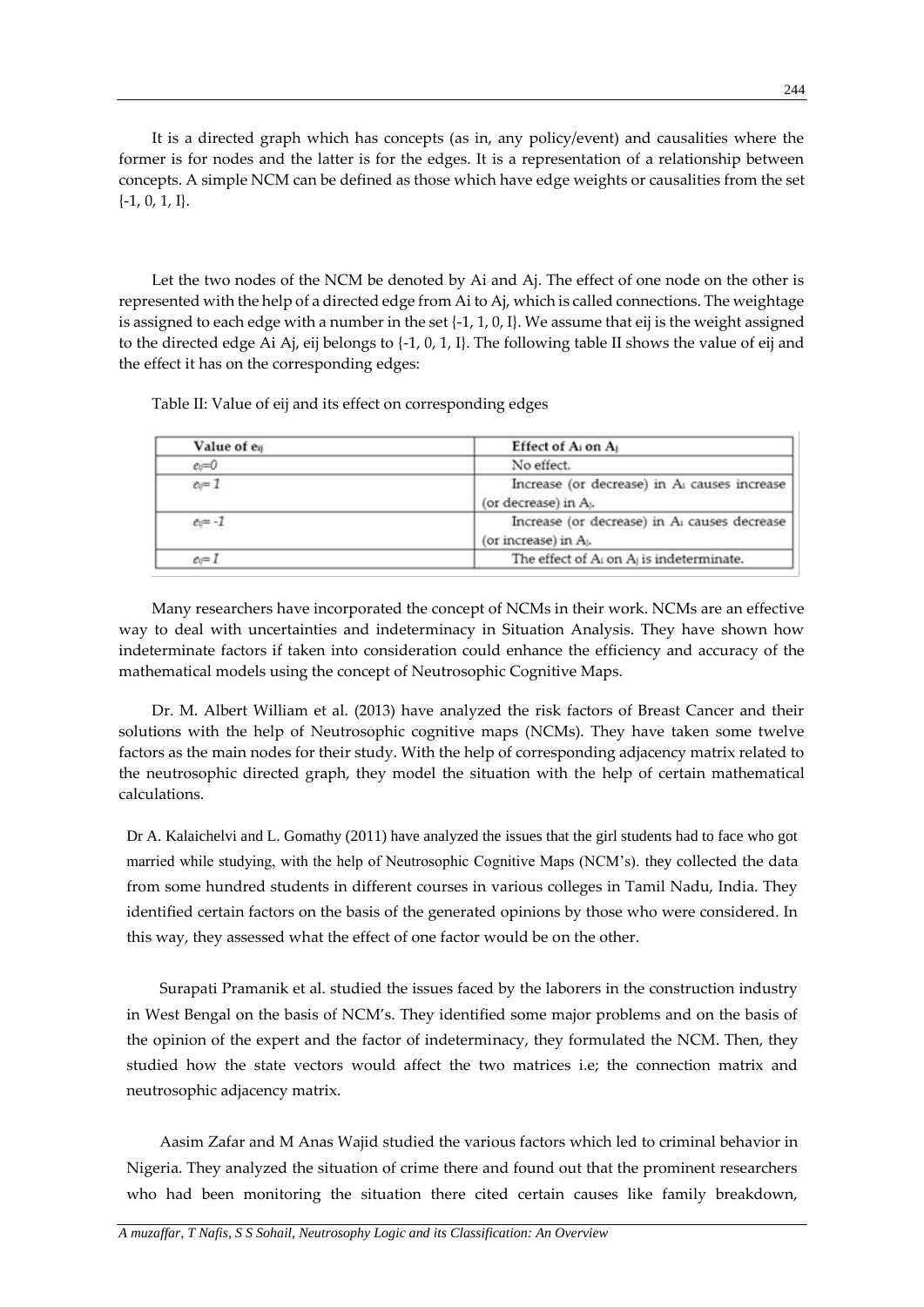It is a directed graph which has concepts (as in, any policy/event) and causalities where the former is for nodes and the latter is for the edges. It is a representation of a relationship between concepts. A simple NCM can be defined as those which have edge weights or causalities from the set {-1, 0, 1, I}.

Let the two nodes of the NCM be denoted by Ai and Aj. The effect of one node on the other is represented with the help of a directed edge from Ai to Aj, which is called connections. The weightage is assigned to each edge with a number in the set {-1, 1, 0, I}. We assume that eij is the weight assigned to the directed edge Ai Aj, eij belongs to {-1, 0, 1, I}. The following table II shows the value of eij and the effect it has on the corresponding edges:

Table II: Value of eij and its effect on corresponding edges

| Value of $e_{ij}$ | Effect of $A_i$ on $A_j$ |
|---|---|
| $e_{ij}=0$ | No effect. |
| $e_{ij}=1$ | Increase (or decrease) in $A_i$ causes increase (or decrease) in $A_j$. |
| $e_{ij}=-1$ | Increase (or decrease) in $A_i$ causes decrease (or increase) in $A_j$. |
| $e_{ij}=I$ | The effect of $A_i$ on $A_j$ is indeterminate. |

Many researchers have incorporated the concept of NCMs in their work. NCMs are an effective way to deal with uncertainties and indeterminacy in Situation Analysis. They have shown how indeterminate factors if taken into consideration could enhance the efficiency and accuracy of the mathematical models using the concept of Neutrosophic Cognitive Maps.

Dr. M. Albert William et al. (2013) have analyzed the risk factors of Breast Cancer and their solutions with the help of Neutrosophic cognitive maps (NCMs). They have taken some twelve factors as the main nodes for their study. With the help of corresponding adjacency matrix related to the neutrosophic directed graph, they model the situation with the help of certain mathematical calculations.

Dr A. Kalaichelvi and L. Gomathy (2011) have analyzed the issues that the girl students had to face who got married while studying, with the help of Neutrosophic Cognitive Maps (NCM's). they collected the data from some hundred students in different courses in various colleges in Tamil Nadu, India. They identified certain factors on the basis of the generated opinions by those who were considered. In this way, they assessed what the effect of one factor would be on the other.

Surapati Pramanik et al. studied the issues faced by the laborers in the construction industry in West Bengal on the basis of NCM's. They identified some major problems and on the basis of the opinion of the expert and the factor of indeterminacy, they formulated the NCM. Then, they studied how the state vectors would affect the two matrices i.e; the connection matrix and neutrosophic adjacency matrix.

Aasim Zafar and M Anas Wajid studied the various factors which led to criminal behavior in Nigeria. They analyzed the situation of crime there and found out that the prominent researchers who had been monitoring the situation there cited certain causes like family breakdown,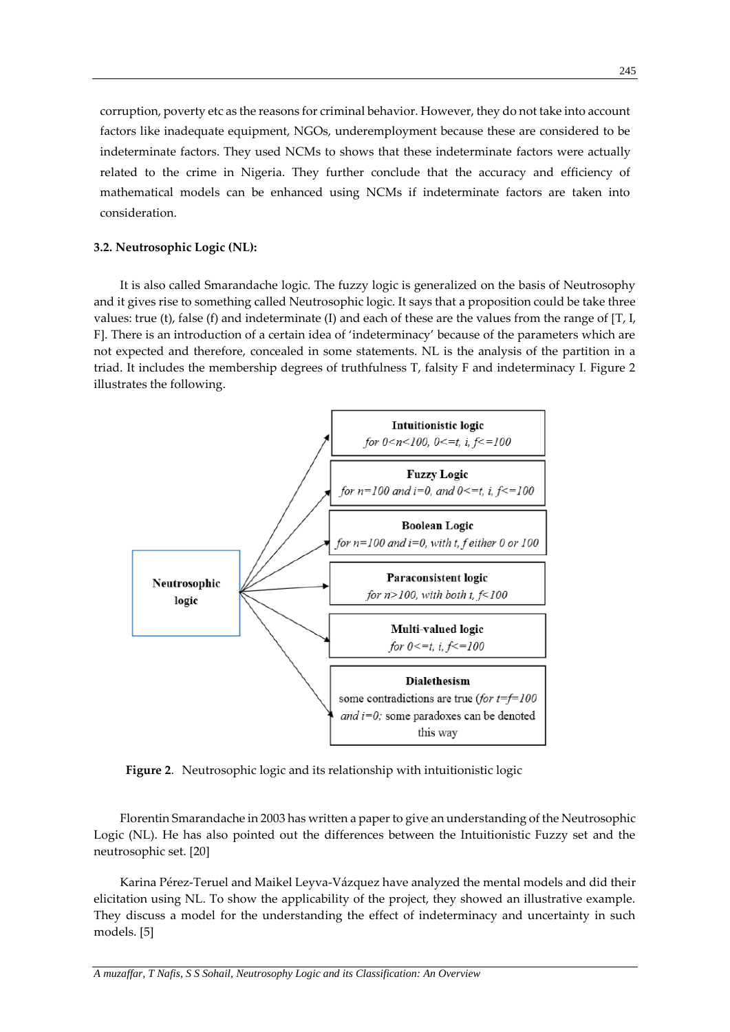corruption, poverty etc as the reasons for criminal behavior. However, they do not take into account factors like inadequate equipment, NGOs, underemployment because these are considered to be indeterminate factors. They used NCMs to shows that these indeterminate factors were actually related to the crime in Nigeria. They further conclude that the accuracy and efficiency of mathematical models can be enhanced using NCMs if indeterminate factors are taken into consideration.

### 3.2. Neutrosophic Logic (NL):

It is also called Smarandache logic. The fuzzy logic is generalized on the basis of Neutrosophy and it gives rise to something called Neutrosophic logic. It says that a proposition could be take three values: true (t), false (f) and indeterminate (I) and each of these are the values from the range of [T, I, F]. There is an introduction of a certain idea of 'indeterminacy' because of the parameters which are not expected and therefore, concealed in some statements. NL is the analysis of the partition in a triad. It includes the membership degrees of truthfulness T, falsity F and indeterminacy I. Figure 2 illustrates the following.

Neutrosophic logic →

- **Intuitionistic logic** — *for* $0<n<100$, $0<=t, i, f<=100$
- **Fuzzy Logic** — *for* $n=100$ *and* $i=0$, *and* $0<=t, i, f<=100$
- **Boolean Logic** — *for* $n=100$ *and* $i=0$, *with* $t, f$ *either 0 or 100*
- **Paraconsistent logic** — *for* $n>100$, *with both* $t, f<100$
- **Multi-valued logic** — *for* $0<=t, i, f<=100$
- **Dialethesism** — some contradictions are true (*for* $t=f=100$ *and* $i=0$; some paradoxes can be denoted this way

**Figure 2**. Neutrosophic logic and its relationship with intuitionistic logic

Florentin Smarandache in 2003 has written a paper to give an understanding of the Neutrosophic Logic (NL). He has also pointed out the differences between the Intuitionistic Fuzzy set and the neutrosophic set. [20]

Karina Pérez-Teruel and Maikel Leyva-Vázquez have analyzed the mental models and did their elicitation using NL. To show the applicability of the project, they showed an illustrative example. They discuss a model for the understanding the effect of indeterminacy and uncertainty in such models. [5]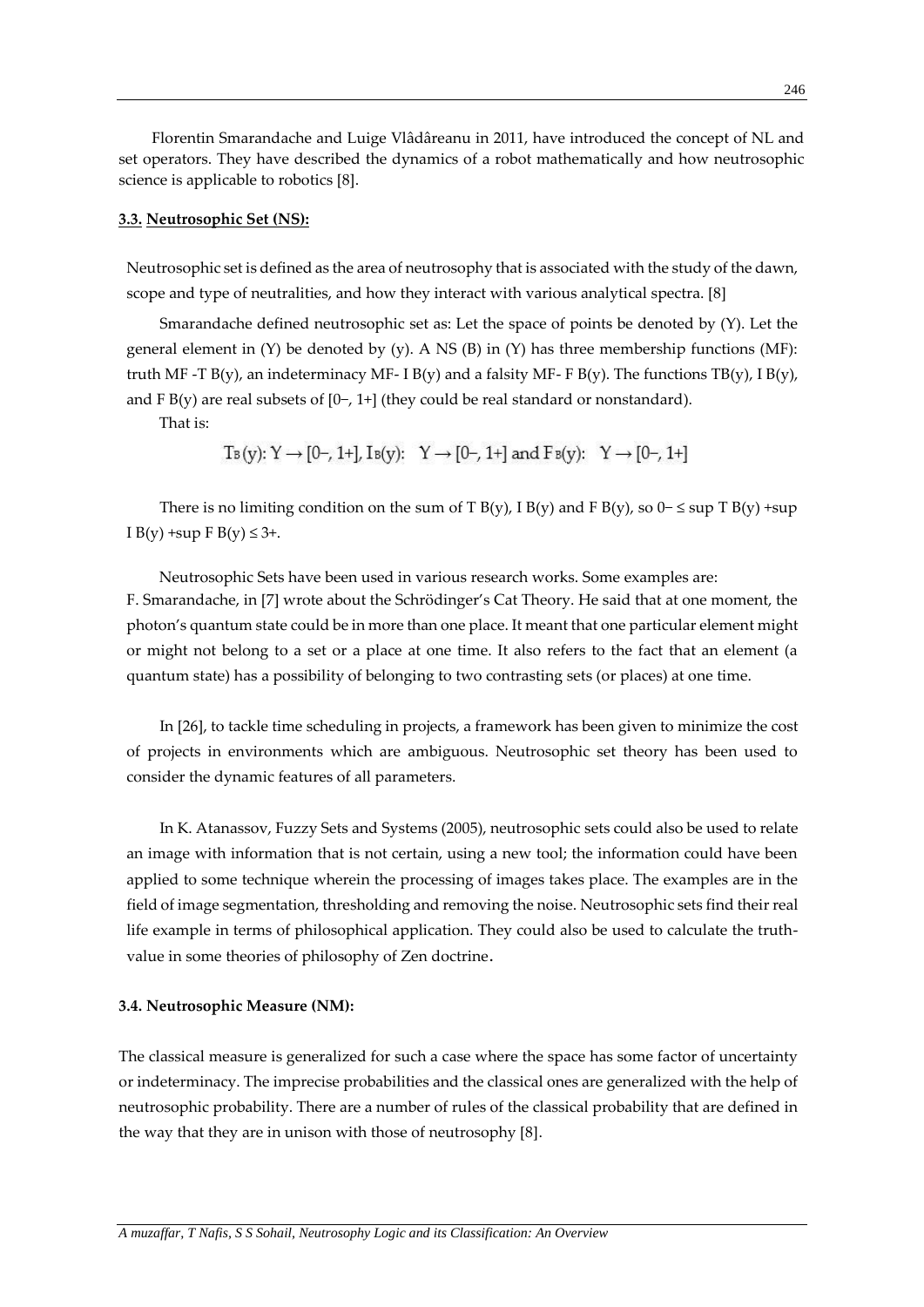Florentin Smarandache and Luige Vlădâreanu in 2011, have introduced the concept of NL and set operators. They have described the dynamics of a robot mathematically and how neutrosophic science is applicable to robotics [8].

### 3.3. Neutrosophic Set (NS):

Neutrosophic set is defined as the area of neutrosophy that is associated with the study of the dawn, scope and type of neutralities, and how they interact with various analytical spectra. [8]

Smarandache defined neutrosophic set as: Let the space of points be denoted by (Y). Let the general element in (Y) be denoted by (y). A NS (B) in (Y) has three membership functions (MF): truth MF -T B(y), an indeterminacy MF- I B(y) and a falsity MF- F B(y). The functions TB(y), I B(y), and F B(y) are real subsets of $[0^-, 1^+]$ (they could be real standard or nonstandard).

That is:

$$T_B(y): Y \rightarrow [0^-, 1^+],\ I_B(y): \quad Y \rightarrow [0^-, 1^+] \text{ and } F_B(y): \quad Y \rightarrow [0^-, 1^+]$$

There is no limiting condition on the sum of T B(y), I B(y) and F B(y), so $0^- \leq \sup T_B(y) + \sup I_B(y) + \sup F_B(y) \leq 3^+$.

Neutrosophic Sets have been used in various research works. Some examples are:
F. Smarandache, in [7] wrote about the Schrödinger's Cat Theory. He said that at one moment, the photon's quantum state could be in more than one place. It meant that one particular element might or might not belong to a set or a place at one time. It also refers to the fact that an element (a quantum state) has a possibility of belonging to two contrasting sets (or places) at one time.

In [26], to tackle time scheduling in projects, a framework has been given to minimize the cost of projects in environments which are ambiguous. Neutrosophic set theory has been used to consider the dynamic features of all parameters.

In K. Atanassov, Fuzzy Sets and Systems (2005), neutrosophic sets could also be used to relate an image with information that is not certain, using a new tool; the information could have been applied to some technique wherein the processing of images takes place. The examples are in the field of image segmentation, thresholding and removing the noise. Neutrosophic sets find their real life example in terms of philosophical application. They could also be used to calculate the truth-value in some theories of philosophy of Zen doctrine.

### 3.4. Neutrosophic Measure (NM):

The classical measure is generalized for such a case where the space has some factor of uncertainty or indeterminacy. The imprecise probabilities and the classical ones are generalized with the help of neutrosophic probability. There are a number of rules of the classical probability that are defined in the way that they are in unison with those of neutrosophy [8].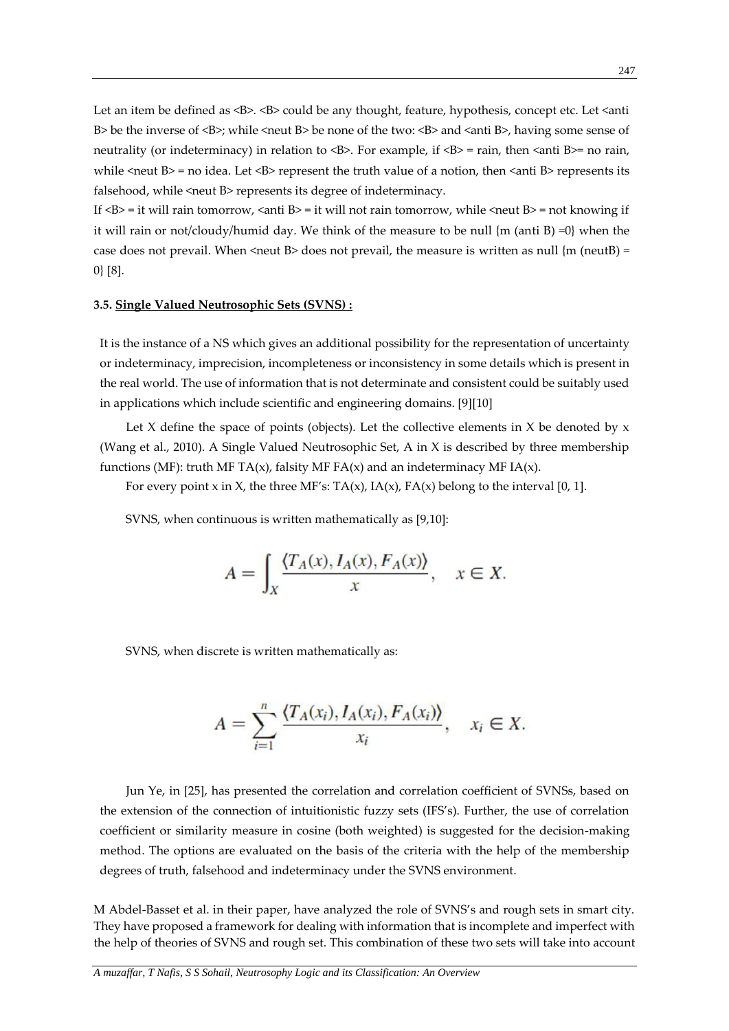Let an item be defined as <B>. <B> could be any thought, feature, hypothesis, concept etc. Let <anti B> be the inverse of <B>; while <neut B> be none of the two: <B> and <anti B>, having some sense of neutrality (or indeterminacy) in relation to <B>. For example, if <B> = rain, then <anti B>= no rain, while <neut B> = no idea. Let <B> represent the truth value of a notion, then <anti B> represents its falsehood, while <neut B> represents its degree of indeterminacy.

If <B> = it will rain tomorrow, <anti B> = it will not rain tomorrow, while <neut B> = not knowing if it will rain or not/cloudy/humid day. We think of the measure to be null {m (anti B) =0} when the case does not prevail. When <neut B> does not prevail, the measure is written as null {m (neutB) = 0} [8].

### 3.5. Single Valued Neutrosophic Sets (SVNS) :

It is the instance of a NS which gives an additional possibility for the representation of uncertainty or indeterminacy, imprecision, incompleteness or inconsistency in some details which is present in the real world. The use of information that is not determinate and consistent could be suitably used in applications which include scientific and engineering domains. [9][10]

Let X define the space of points (objects). Let the collective elements in X be denoted by x (Wang et al., 2010). A Single Valued Neutrosophic Set, A in X is described by three membership functions (MF): truth MF $T_A(x)$, falsity MF $F_A(x)$ and an indeterminacy MF $I_A(x)$.

For every point x in X, the three MF's: $T_A(x)$, $I_A(x)$, $F_A(x)$ belong to the interval [0, 1].

SVNS, when continuous is written mathematically as [9,10]:

$$A = \int_X \frac{\langle T_A(x), I_A(x), F_A(x) \rangle}{x}, \quad x \in X.$$

SVNS, when discrete is written mathematically as:

$$A = \sum_{i=1}^{n} \frac{\langle T_A(x_i), I_A(x_i), F_A(x_i) \rangle}{x_i}, \quad x_i \in X.$$

Jun Ye, in [25], has presented the correlation and correlation coefficient of SVNSs, based on the extension of the connection of intuitionistic fuzzy sets (IFS's). Further, the use of correlation coefficient or similarity measure in cosine (both weighted) is suggested for the decision-making method. The options are evaluated on the basis of the criteria with the help of the membership degrees of truth, falsehood and indeterminacy under the SVNS environment.

M Abdel-Basset et al. in their paper, have analyzed the role of SVNS's and rough sets in smart city. They have proposed a framework for dealing with information that is incomplete and imperfect with the help of theories of SVNS and rough set. This combination of these two sets will take into account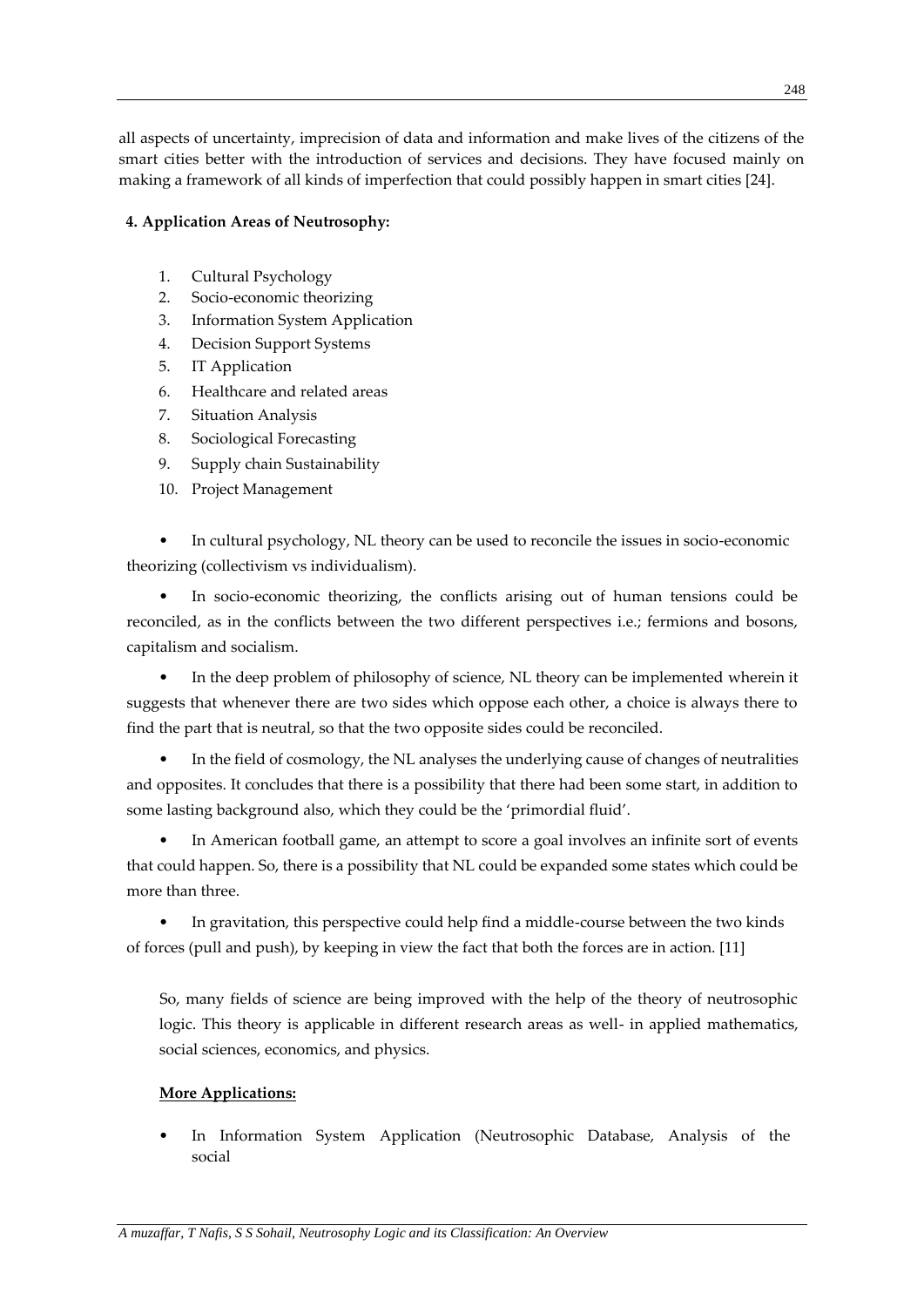all aspects of uncertainty, imprecision of data and information and make lives of the citizens of the smart cities better with the introduction of services and decisions. They have focused mainly on making a framework of all kinds of imperfection that could possibly happen in smart cities [24].

## 4. Application Areas of Neutrosophy:

1. Cultural Psychology
2. Socio-economic theorizing
3. Information System Application
4. Decision Support Systems
5. IT Application
6. Healthcare and related areas
7. Situation Analysis
8. Sociological Forecasting
9. Supply chain Sustainability
10. Project Management

- In cultural psychology, NL theory can be used to reconcile the issues in socio-economic theorizing (collectivism vs individualism).
- In socio-economic theorizing, the conflicts arising out of human tensions could be reconciled, as in the conflicts between the two different perspectives i.e.; fermions and bosons, capitalism and socialism.
- In the deep problem of philosophy of science, NL theory can be implemented wherein it suggests that whenever there are two sides which oppose each other, a choice is always there to find the part that is neutral, so that the two opposite sides could be reconciled.
- In the field of cosmology, the NL analyses the underlying cause of changes of neutralities and opposites. It concludes that there is a possibility that there had been some start, in addition to some lasting background also, which they could be the 'primordial fluid'.
- In American football game, an attempt to score a goal involves an infinite sort of events that could happen. So, there is a possibility that NL could be expanded some states which could be more than three.
- In gravitation, this perspective could help find a middle-course between the two kinds of forces (pull and push), by keeping in view the fact that both the forces are in action. [11]

So, many fields of science are being improved with the help of the theory of neutrosophic logic. This theory is applicable in different research areas as well- in applied mathematics, social sciences, economics, and physics.

**More Applications:**

- In Information System Application (Neutrosophic Database, Analysis of the social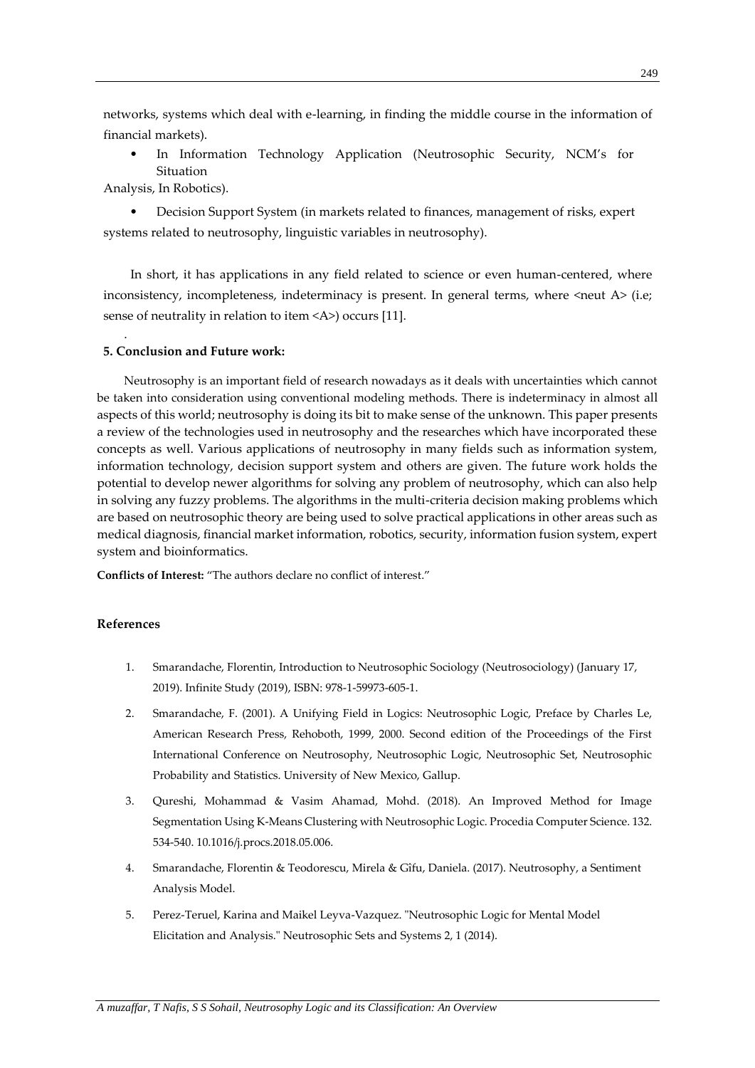networks, systems which deal with e-learning, in finding the middle course in the information of financial markets).

- In Information Technology Application (Neutrosophic Security, NCM's for Situation Analysis, In Robotics).
- Decision Support System (in markets related to finances, management of risks, expert systems related to neutrosophy, linguistic variables in neutrosophy).

In short, it has applications in any field related to science or even human-centered, where inconsistency, incompleteness, indeterminacy is present. In general terms, where <neut A> (i.e; sense of neutrality in relation to item <A>) occurs [11].

## 5. Conclusion and Future work:

Neutrosophy is an important field of research nowadays as it deals with uncertainties which cannot be taken into consideration using conventional modeling methods. There is indeterminacy in almost all aspects of this world; neutrosophy is doing its bit to make sense of the unknown. This paper presents a review of the technologies used in neutrosophy and the researches which have incorporated these concepts as well. Various applications of neutrosophy in many fields such as information system, information technology, decision support system and others are given. The future work holds the potential to develop newer algorithms for solving any problem of neutrosophy, which can also help in solving any fuzzy problems. The algorithms in the multi-criteria decision making problems which are based on neutrosophic theory are being used to solve practical applications in other areas such as medical diagnosis, financial market information, robotics, security, information fusion system, expert system and bioinformatics.

**Conflicts of Interest:** "The authors declare no conflict of interest."

## References

1. Smarandache, Florentin, Introduction to Neutrosophic Sociology (Neutrosociology) (January 17, 2019). Infinite Study (2019), ISBN: 978-1-59973-605-1.
2. Smarandache, F. (2001). A Unifying Field in Logics: Neutrosophic Logic, Preface by Charles Le, American Research Press, Rehoboth, 1999, 2000. Second edition of the Proceedings of the First International Conference on Neutrosophy, Neutrosophic Logic, Neutrosophic Set, Neutrosophic Probability and Statistics. University of New Mexico, Gallup.
3. Qureshi, Mohammad & Vasim Ahamad, Mohd. (2018). An Improved Method for Image Segmentation Using K-Means Clustering with Neutrosophic Logic. Procedia Computer Science. 132. 534-540. 10.1016/j.procs.2018.05.006.
4. Smarandache, Florentin & Teodorescu, Mirela & Gîfu, Daniela. (2017). Neutrosophy, a Sentiment Analysis Model.
5. Perez-Teruel, Karina and Maikel Leyva-Vazquez. "Neutrosophic Logic for Mental Model Elicitation and Analysis." Neutrosophic Sets and Systems 2, 1 (2014).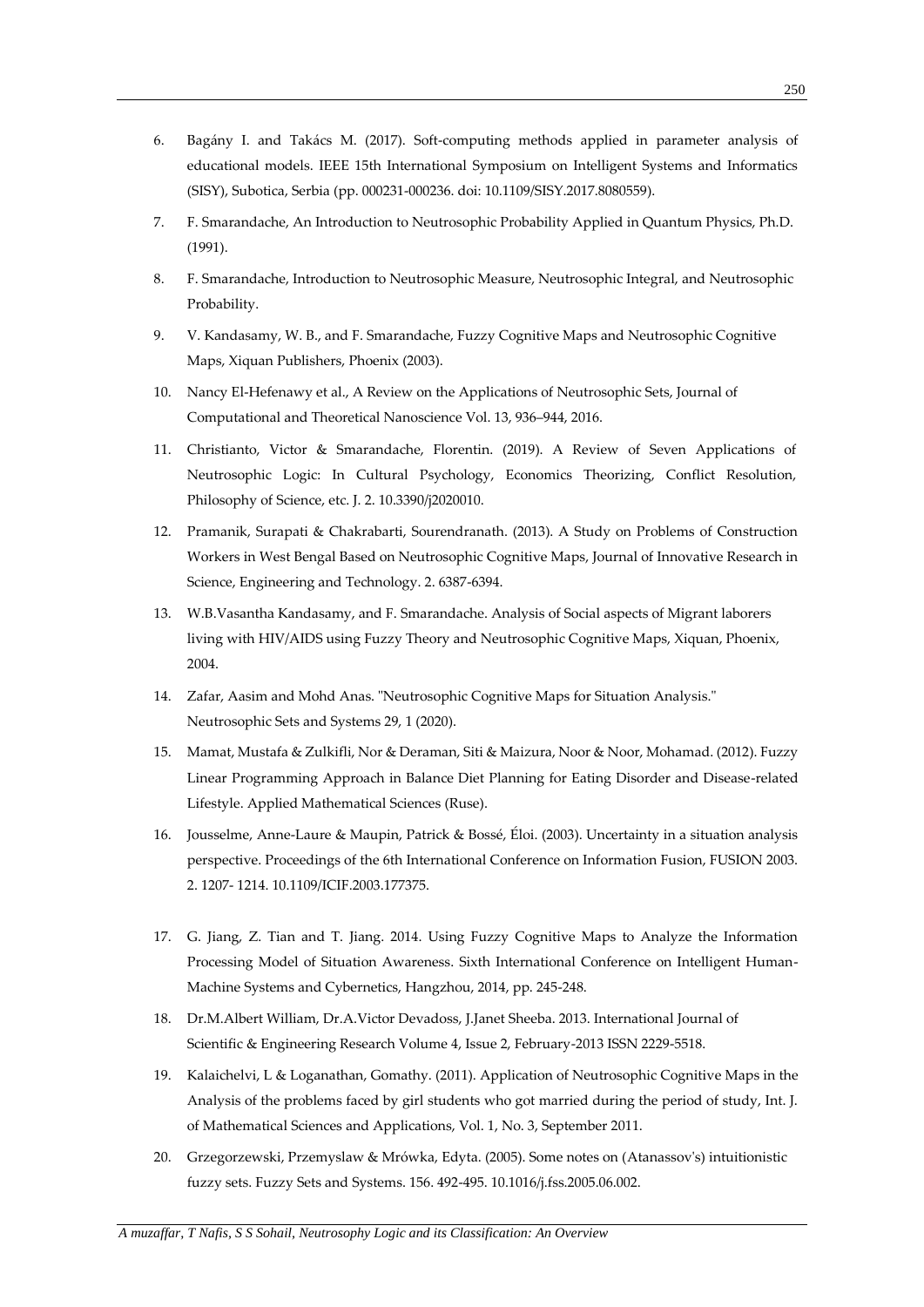6. Bagány I. and Takács M. (2017). Soft-computing methods applied in parameter analysis of educational models. IEEE 15th International Symposium on Intelligent Systems and Informatics (SISY), Subotica, Serbia (pp. 000231-000236. doi: 10.1109/SISY.2017.8080559).
7. F. Smarandache, An Introduction to Neutrosophic Probability Applied in Quantum Physics, Ph.D. (1991).
8. F. Smarandache, Introduction to Neutrosophic Measure, Neutrosophic Integral, and Neutrosophic Probability.
9. V. Kandasamy, W. B., and F. Smarandache, Fuzzy Cognitive Maps and Neutrosophic Cognitive Maps, Xiquan Publishers, Phoenix (2003).
10. Nancy El-Hefenawy et al., A Review on the Applications of Neutrosophic Sets, Journal of Computational and Theoretical Nanoscience Vol. 13, 936–944, 2016.
11. Christianto, Victor & Smarandache, Florentin. (2019). A Review of Seven Applications of Neutrosophic Logic: In Cultural Psychology, Economics Theorizing, Conflict Resolution, Philosophy of Science, etc. J. 2. 10.3390/j2020010.
12. Pramanik, Surapati & Chakrabarti, Sourendranath. (2013). A Study on Problems of Construction Workers in West Bengal Based on Neutrosophic Cognitive Maps, Journal of Innovative Research in Science, Engineering and Technology. 2. 6387-6394.
13. W.B.Vasantha Kandasamy, and F. Smarandache. Analysis of Social aspects of Migrant laborers living with HIV/AIDS using Fuzzy Theory and Neutrosophic Cognitive Maps, Xiquan, Phoenix, 2004.
14. Zafar, Aasim and Mohd Anas. "Neutrosophic Cognitive Maps for Situation Analysis." Neutrosophic Sets and Systems 29, 1 (2020).
15. Mamat, Mustafa & Zulkifli, Nor & Deraman, Siti & Maizura, Noor & Noor, Mohamad. (2012). Fuzzy Linear Programming Approach in Balance Diet Planning for Eating Disorder and Disease-related Lifestyle. Applied Mathematical Sciences (Ruse).
16. Jousselme, Anne-Laure & Maupin, Patrick & Bossé, Éloi. (2003). Uncertainty in a situation analysis perspective. Proceedings of the 6th International Conference on Information Fusion, FUSION 2003. 2. 1207- 1214. 10.1109/ICIF.2003.177375.
17. G. Jiang, Z. Tian and T. Jiang. 2014. Using Fuzzy Cognitive Maps to Analyze the Information Processing Model of Situation Awareness. Sixth International Conference on Intelligent Human-Machine Systems and Cybernetics, Hangzhou, 2014, pp. 245-248.
18. Dr.M.Albert William, Dr.A.Victor Devadoss, J.Janet Sheeba. 2013. International Journal of Scientific & Engineering Research Volume 4, Issue 2, February-2013 ISSN 2229-5518.
19. Kalaichelvi, L & Loganathan, Gomathy. (2011). Application of Neutrosophic Cognitive Maps in the Analysis of the problems faced by girl students who got married during the period of study, Int. J. of Mathematical Sciences and Applications, Vol. 1, No. 3, September 2011.
20. Grzegorzewski, Przemyslaw & Mrówka, Edyta. (2005). Some notes on (Atanassov's) intuitionistic fuzzy sets. Fuzzy Sets and Systems. 156. 492-495. 10.1016/j.fss.2005.06.002.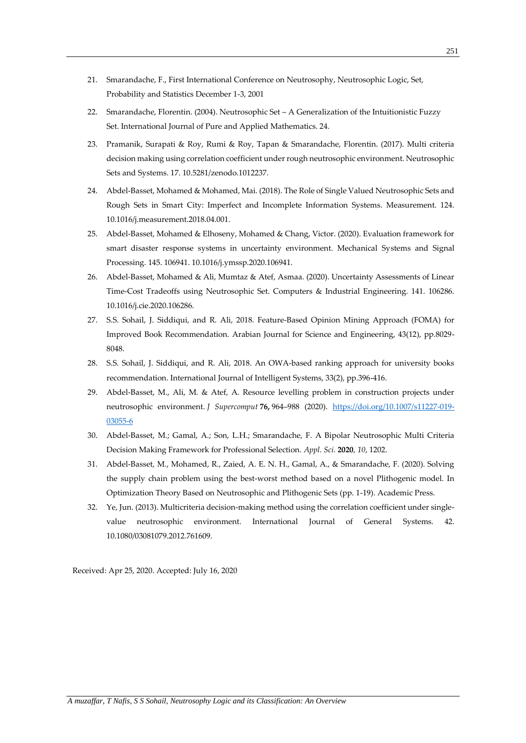21. Smarandache, F., First International Conference on Neutrosophy, Neutrosophic Logic, Set, Probability and Statistics December 1-3, 2001

22. Smarandache, Florentin. (2004). Neutrosophic Set – A Generalization of the Intuitionistic Fuzzy Set. International Journal of Pure and Applied Mathematics. 24.

23. Pramanik, Surapati & Roy, Rumi & Roy, Tapan & Smarandache, Florentin. (2017). Multi criteria decision making using correlation coefficient under rough neutrosophic environment. Neutrosophic Sets and Systems. 17. 10.5281/zenodo.1012237.

24. Abdel-Basset, Mohamed & Mohamed, Mai. (2018). The Role of Single Valued Neutrosophic Sets and Rough Sets in Smart City: Imperfect and Incomplete Information Systems. Measurement. 124. 10.1016/j.measurement.2018.04.001.

25. Abdel-Basset, Mohamed & Elhoseny, Mohamed & Chang, Victor. (2020). Evaluation framework for smart disaster response systems in uncertainty environment. Mechanical Systems and Signal Processing. 145. 106941. 10.1016/j.ymssp.2020.106941.

26. Abdel-Basset, Mohamed & Ali, Mumtaz & Atef, Asmaa. (2020). Uncertainty Assessments of Linear Time-Cost Tradeoffs using Neutrosophic Set. Computers & Industrial Engineering. 141. 106286. 10.1016/j.cie.2020.106286.

27. S.S. Sohail, J. Siddiqui, and R. Ali, 2018. Feature-Based Opinion Mining Approach (FOMA) for Improved Book Recommendation. Arabian Journal for Science and Engineering, 43(12), pp.8029-8048.

28. S.S. Sohail, J. Siddiqui, and R. Ali, 2018. An OWA-based ranking approach for university books recommendation. International Journal of Intelligent Systems, 33(2), pp.396-416.

29. Abdel-Basset, M., Ali, M. & Atef, A. Resource levelling problem in construction projects under neutrosophic environment. *J Supercomput* **76,** 964–988 (2020). https://doi.org/10.1007/s11227-019-03055-6

30. Abdel-Basset, M.; Gamal, A.; Son, L.H.; Smarandache, F. A Bipolar Neutrosophic Multi Criteria Decision Making Framework for Professional Selection. *Appl. Sci.* **2020**, *10*, 1202.

31. Abdel-Basset, M., Mohamed, R., Zaied, A. E. N. H., Gamal, A., & Smarandache, F. (2020). Solving the supply chain problem using the best-worst method based on a novel Plithogenic model. In Optimization Theory Based on Neutrosophic and Plithogenic Sets (pp. 1-19). Academic Press.

32. Ye, Jun. (2013). Multicriteria decision-making method using the correlation coefficient under single-value neutrosophic environment. International Journal of General Systems. 42. 10.1080/03081079.2012.761609.

Received: Apr 25, 2020. Accepted: July 16, 2020